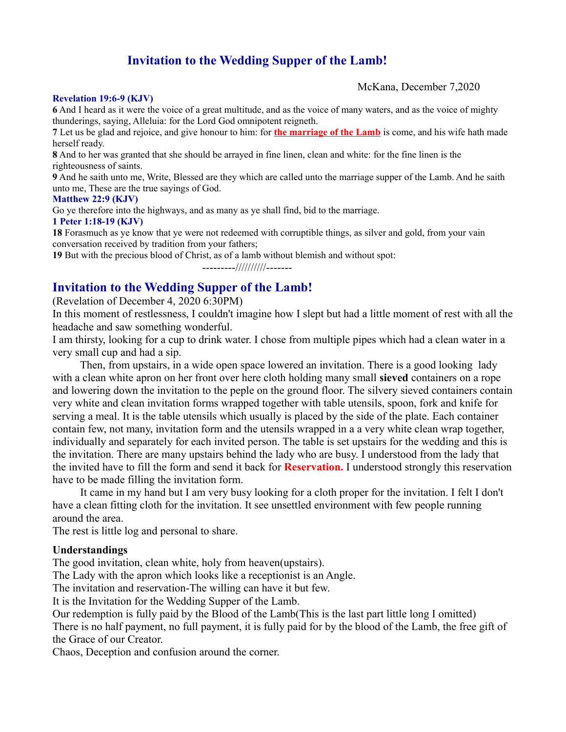# Invitation to the Wedding Supper of the Lamb!

McKana, December 7,2020

**Revelation 19:6-9 (KJV)**

**6** And I heard as it were the voice of a great multitude, and as the voice of many waters, and as the voice of mighty thunderings, saying, Alleluia: for the Lord God omnipotent reigneth.

**7** Let us be glad and rejoice, and give honour to him: for **the marriage of the Lamb** is come, and his wife hath made herself ready.

**8** And to her was granted that she should be arrayed in fine linen, clean and white: for the fine linen is the righteousness of saints.

**9** And he saith unto me, Write, Blessed are they which are called unto the marriage supper of the Lamb. And he saith unto me, These are the true sayings of God.

**Matthew 22:9 (KJV)**

Go ye therefore into the highways, and as many as ye shall find, bid to the marriage.

**1 Peter 1:18-19 (KJV)**

**18** Forasmuch as ye know that ye were not redeemed with corruptible things, as silver and gold, from your vain conversation received by tradition from your fathers;

**19** But with the precious blood of Christ, as of a lamb without blemish and without spot:

---------//////////-------

## Invitation to the Wedding Supper of the Lamb!

(Revelation of December 4, 2020 6:30PM)

In this moment of restlessness, I couldn't imagine how I slept but had a little moment of rest with all the headache and saw something wonderful.

I am thirsty, looking for a cup to drink water. I chose from multiple pipes which had a clean water in a very small cup and had a sip.

Then, from upstairs, in a wide open space lowered an invitation. There is a good looking lady with a clean white apron on her front over here cloth holding many small **sieved** containers on a rope and lowering down the invitation to the peple on the ground floor. The silvery sieved containers contain very white and clean invitation forms wrapped together with table utensils, spoon, fork and knife for serving a meal. It is the table utensils which usually is placed by the side of the plate. Each container contain few, not many, invitation form and the utensils wrapped in a a very white clean wrap together, individually and separately for each invited person. The table is set upstairs for the wedding and this is the invitation. There are many upstairs behind the lady who are busy. I understood from the lady that the invited have to fill the form and send it back for **Reservation.** I understood strongly this reservation have to be made filling the invitation form.

It came in my hand but I am very busy looking for a cloth proper for the invitation. I felt I don't have a clean fitting cloth for the invitation. It see unsettled environment with few people running around the area.

The rest is little log and personal to share.

**Understandings**

The good invitation, clean white, holy from heaven(upstairs).

The Lady with the apron which looks like a receptionist is an Angle.

The invitation and reservation-The willing can have it but few.

It is the Invitation for the Wedding Supper of the Lamb.

Our redemption is fully paid by the Blood of the Lamb(This is the last part little long I omitted)

There is no half payment, no full payment, it is fully paid for by the blood of the Lamb, the free gift of the Grace of our Creator.

Chaos, Deception and confusion around the corner.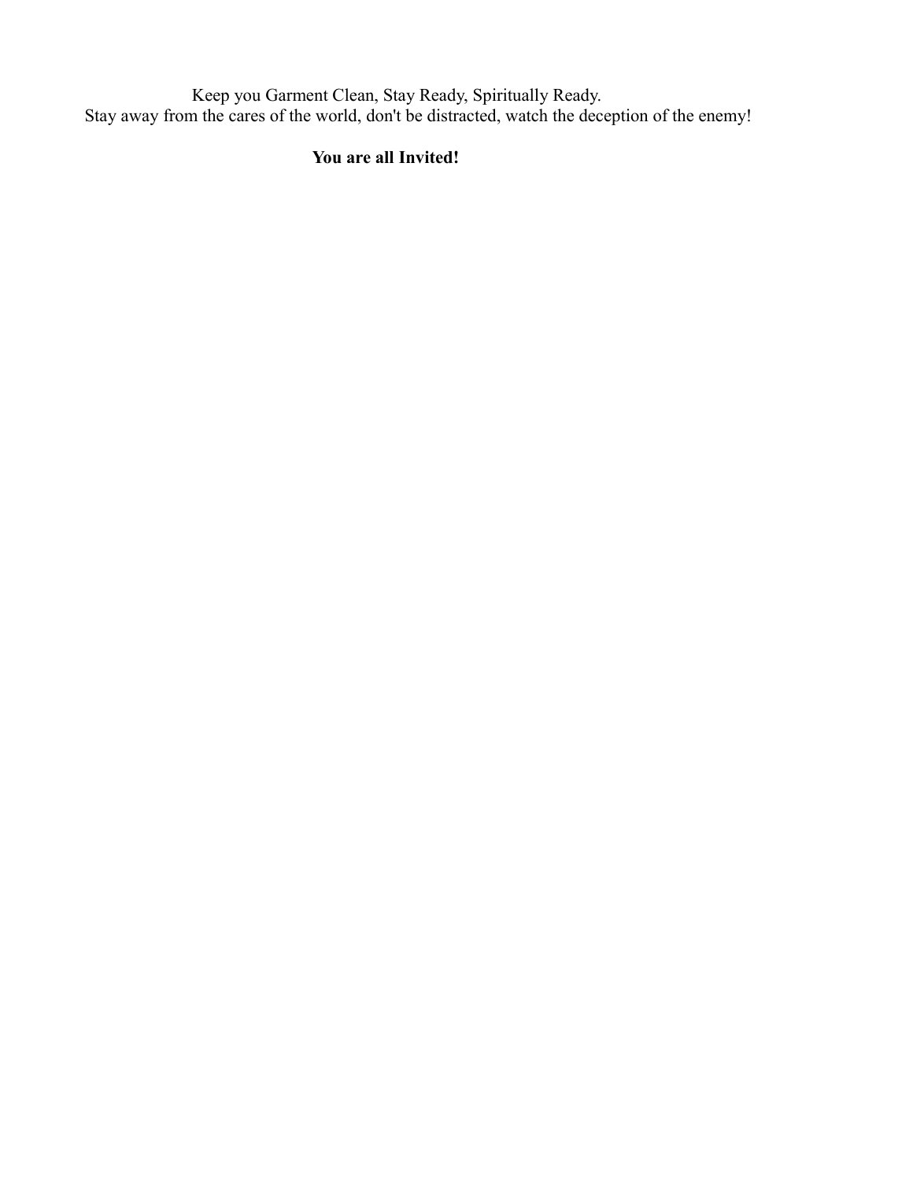Keep you Garment Clean, Stay Ready, Spiritually Ready.
Stay away from the cares of the world, don't be distracted, watch the deception of the enemy!

**You are all Invited!**